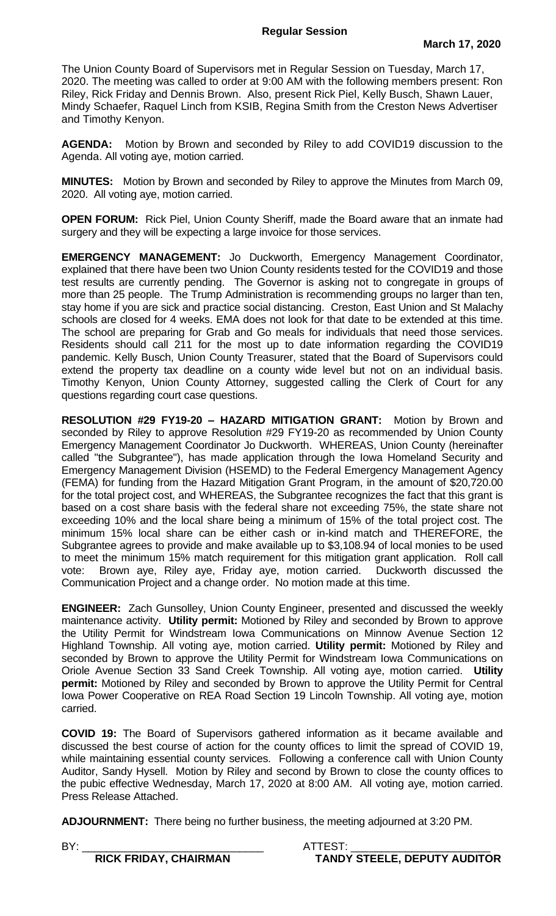## Regular Session

**March 17, 2020**

The Union County Board of Supervisors met in Regular Session on Tuesday, March 17, 2020. The meeting was called to order at 9:00 AM with the following members present: Ron Riley, Rick Friday and Dennis Brown. Also, present Rick Piel, Kelly Busch, Shawn Lauer, Mindy Schaefer, Raquel Linch from KSIB, Regina Smith from the Creston News Advertiser and Timothy Kenyon.

**AGENDA:** Motion by Brown and seconded by Riley to add COVID19 discussion to the Agenda. All voting aye, motion carried.

**MINUTES:** Motion by Brown and seconded by Riley to approve the Minutes from March 09, 2020. All voting aye, motion carried.

**OPEN FORUM:** Rick Piel, Union County Sheriff, made the Board aware that an inmate had surgery and they will be expecting a large invoice for those services.

**EMERGENCY MANAGEMENT:** Jo Duckworth, Emergency Management Coordinator, explained that there have been two Union County residents tested for the COVID19 and those test results are currently pending. The Governor is asking not to congregate in groups of more than 25 people. The Trump Administration is recommending groups no larger than ten, stay home if you are sick and practice social distancing. Creston, East Union and St Malachy schools are closed for 4 weeks. EMA does not look for that date to be extended at this time. The school are preparing for Grab and Go meals for individuals that need those services. Residents should call 211 for the most up to date information regarding the COVID19 pandemic. Kelly Busch, Union County Treasurer, stated that the Board of Supervisors could extend the property tax deadline on a county wide level but not on an individual basis. Timothy Kenyon, Union County Attorney, suggested calling the Clerk of Court for any questions regarding court case questions.

**RESOLUTION #29 FY19-20 – HAZARD MITIGATION GRANT:** Motion by Brown and seconded by Riley to approve Resolution #29 FY19-20 as recommended by Union County Emergency Management Coordinator Jo Duckworth. WHEREAS, Union County (hereinafter called "the Subgrantee"), has made application through the Iowa Homeland Security and Emergency Management Division (HSEMD) to the Federal Emergency Management Agency (FEMA) for funding from the Hazard Mitigation Grant Program, in the amount of $20,720.00 for the total project cost, and WHEREAS, the Subgrantee recognizes the fact that this grant is based on a cost share basis with the federal share not exceeding 75%, the state share not exceeding 10% and the local share being a minimum of 15% of the total project cost. The minimum 15% local share can be either cash or in-kind match and THEREFORE, the Subgrantee agrees to provide and make available up to $3,108.94 of local monies to be used to meet the minimum 15% match requirement for this mitigation grant application. Roll call vote: Brown aye, Riley aye, Friday aye, motion carried. Duckworth discussed the Communication Project and a change order. No motion made at this time.

**ENGINEER:** Zach Gunsolley, Union County Engineer, presented and discussed the weekly maintenance activity. **Utility permit:** Motioned by Riley and seconded by Brown to approve the Utility Permit for Windstream Iowa Communications on Minnow Avenue Section 12 Highland Township. All voting aye, motion carried. **Utility permit:** Motioned by Riley and seconded by Brown to approve the Utility Permit for Windstream Iowa Communications on Oriole Avenue Section 33 Sand Creek Township. All voting aye, motion carried. **Utility permit:** Motioned by Riley and seconded by Brown to approve the Utility Permit for Central Iowa Power Cooperative on REA Road Section 19 Lincoln Township. All voting aye, motion carried.

**COVID 19:** The Board of Supervisors gathered information as it became available and discussed the best course of action for the county offices to limit the spread of COVID 19, while maintaining essential county services. Following a conference call with Union County Auditor, Sandy Hysell. Motion by Riley and second by Brown to close the county offices to the pubic effective Wednesday, March 17, 2020 at 8:00 AM. All voting aye, motion carried. Press Release Attached.

**ADJOURNMENT:** There being no further business, the meeting adjourned at 3:20 PM.

BY: ______________________________ ATTEST: ______________________

**RICK FRIDAY, CHAIRMAN** **TANDY STEELE, DEPUTY AUDITOR**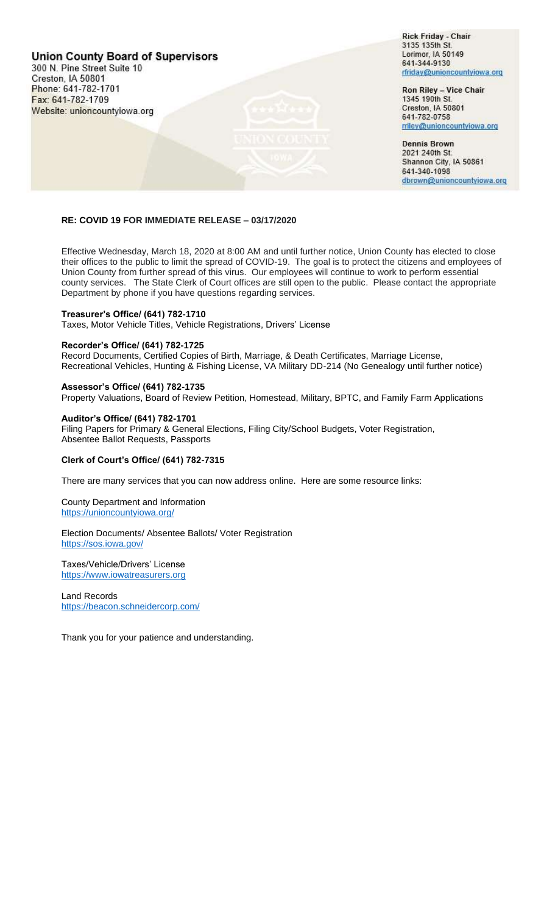**Union County Board of Supervisors**
300 N. Pine Street Suite 10
Creston, IA 50801
Phone: 641-782-1701
Fax: 641-782-1709
Website: unioncountyiowa.org

**Rick Friday - Chair**
3135 135th St.
Lorimor, IA 50149
641-344-9130
rfriday@unioncountyiowa.org

**Ron Riley – Vice Chair**
1345 190th St.
Creston, IA 50801
641-782-0758
rriley@unioncountyiowa.org

**Dennis Brown**
2021 240th St.
Shannon City, IA 50861
641-340-1098
dbrown@unioncountyiowa.org

**RE: COVID 19 FOR IMMEDIATE RELEASE – 03/17/2020**

Effective Wednesday, March 18, 2020 at 8:00 AM and until further notice, Union County has elected to close their offices to the public to limit the spread of COVID-19. The goal is to protect the citizens and employees of Union County from further spread of this virus. Our employees will continue to work to perform essential county services. The State Clerk of Court offices are still open to the public. Please contact the appropriate Department by phone if you have questions regarding services.

**Treasurer's Office/ (641) 782-1710**
Taxes, Motor Vehicle Titles, Vehicle Registrations, Drivers' License

**Recorder's Office/ (641) 782-1725**
Record Documents, Certified Copies of Birth, Marriage, & Death Certificates, Marriage License, Recreational Vehicles, Hunting & Fishing License, VA Military DD-214 (No Genealogy until further notice)

**Assessor's Office/ (641) 782-1735**
Property Valuations, Board of Review Petition, Homestead, Military, BPTC, and Family Farm Applications

**Auditor's Office/ (641) 782-1701**
Filing Papers for Primary & General Elections, Filing City/School Budgets, Voter Registration, Absentee Ballot Requests, Passports

**Clerk of Court's Office/ (641) 782-7315**

There are many services that you can now address online. Here are some resource links:

County Department and Information
https://unioncountyiowa.org/

Election Documents/ Absentee Ballots/ Voter Registration
https://sos.iowa.gov/

Taxes/Vehicle/Drivers' License
https://www.iowatreasurers.org

Land Records
https://beacon.schneidercorp.com/

Thank you for your patience and understanding.